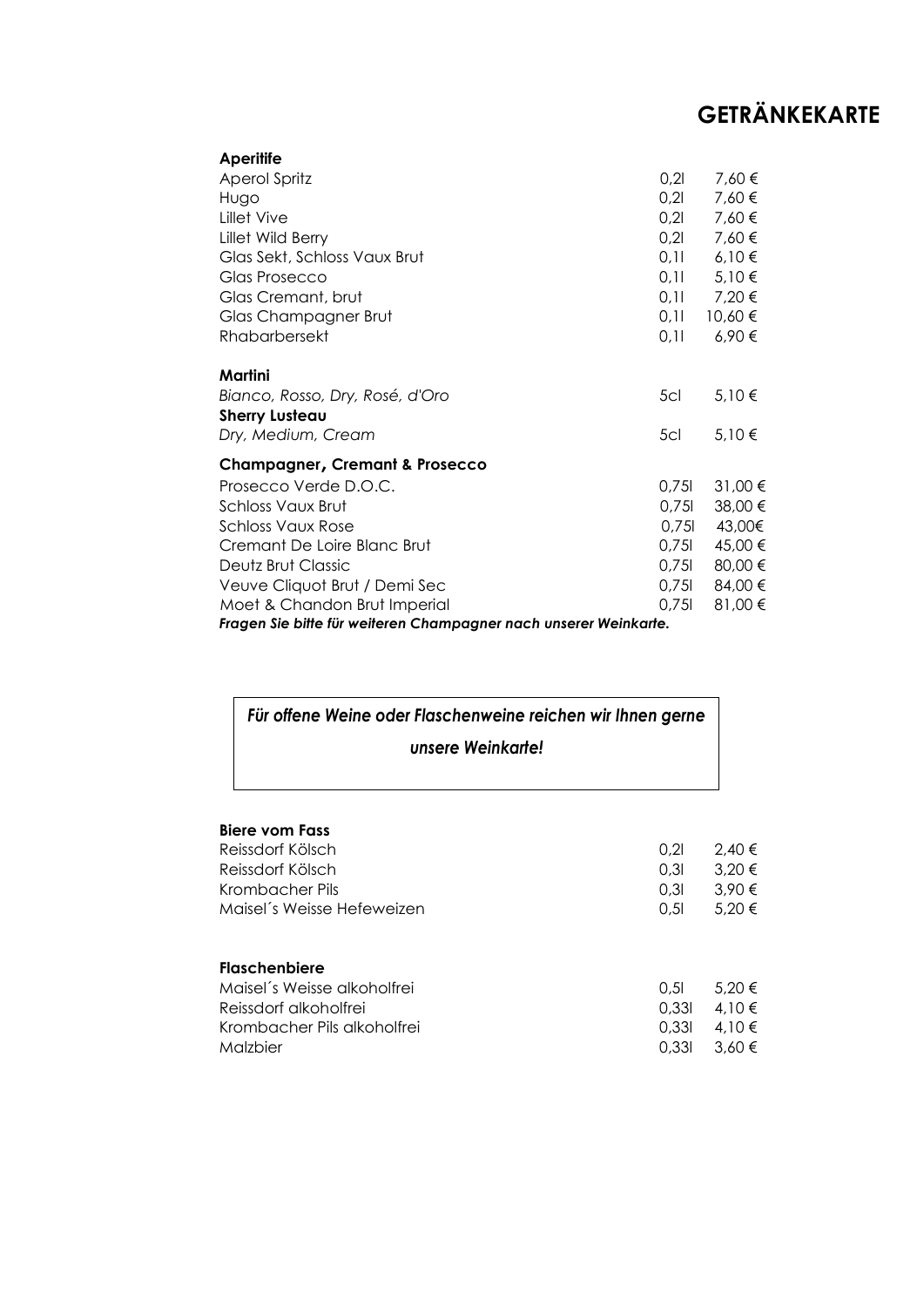# GETRÄNKEKARTE

**Aperitife**

| | | |
|---|---|---|
| Aperol Spritz | 0,2l | 7,60 € |
| Hugo | 0,2l | 7,60 € |
| Lillet Vive | 0,2l | 7,60 € |
| Lillet Wild Berry | 0,2l | 7,60 € |
| Glas Sekt, Schloss Vaux Brut | 0,1l | 6,10 € |
| Glas Prosecco | 0,1l | 5,10 € |
| Glas Cremant, brut | 0,1l | 7,20 € |
| Glas Champagner Brut | 0,1l | 10,60 € |
| Rhabarbersekt | 0,1l | 6,90 € |

**Martini**

| | | |
|---|---|---|
| *Bianco, Rosso, Dry, Rosé, d'Oro* | 5cl | 5,10 € |

**Sherry Lusteau**

| | | |
|---|---|---|
| *Dry, Medium, Cream* | 5cl | 5,10 € |

**Champagner, Cremant & Prosecco**

| | | |
|---|---|---|
| Prosecco Verde D.O.C. | 0,75l | 31,00 € |
| Schloss Vaux Brut | 0,75l | 38,00 € |
| Schloss Vaux Rose | 0,75l | 43,00€ |
| Cremant De Loire Blanc Brut | 0,75l | 45,00 € |
| Deutz Brut Classic | 0,75l | 80,00 € |
| Veuve Cliquot Brut / Demi Sec | 0,75l | 84,00 € |
| Moet & Chandon Brut Imperial | 0,75l | 81,00 € |

***Fragen Sie bitte für weiteren Champagner nach unserer Weinkarte.***

***Für offene Weine oder Flaschenweine reichen wir Ihnen gerne unsere Weinkarte!***

**Biere vom Fass**

| | | |
|---|---|---|
| Reissdorf Kölsch | 0,2l | 2,40 € |
| Reissdorf Kölsch | 0,3l | 3,20 € |
| Krombacher Pils | 0,3l | 3,90 € |
| Maisel´s Weisse Hefeweizen | 0,5l | 5,20 € |

**Flaschenbiere**

| | | |
|---|---|---|
| Maisel´s Weisse alkoholfrei | 0,5l | 5,20 € |
| Reissdorf alkoholfrei | 0,33l | 4,10 € |
| Krombacher Pils alkoholfrei | 0,33l | 4,10 € |
| Malzbier | 0,33l | 3,60 € |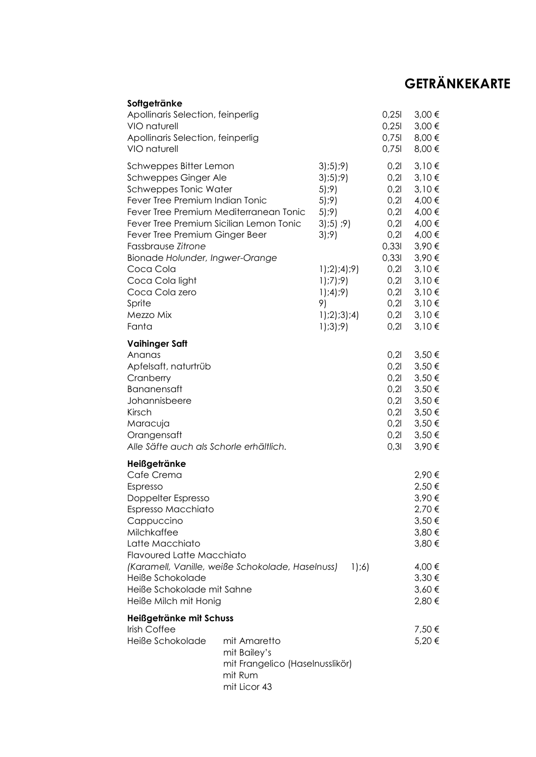# GETRÄNKEKARTE

### Softgetränke

| | | | |
|---|---|---|---|
| Apollinaris Selection, feinperlig | | 0,25l | 3,00 € |
| VIO naturell | | 0,25l | 3,00 € |
| Apollinaris Selection, feinperlig | | 0,75l | 8,00 € |
| VIO naturell | | 0,75l | 8,00 € |
| Schweppes Bitter Lemon | 3);5);9) | 0,2l | 3,10 € |
| Schweppes Ginger Ale | 3);5);9) | 0,2l | 3,10 € |
| Schweppes Tonic Water | 5);9) | 0,2l | 3,10 € |
| Fever Tree Premium Indian Tonic | 5);9) | 0,2l | 4,00 € |
| Fever Tree Premium Mediterranean Tonic | 5);9) | 0,2l | 4,00 € |
| Fever Tree Premium Sicilian Lemon Tonic | 3);5) ;9) | 0,2l | 4,00 € |
| Fever Tree Premium Ginger Beer | 3);9) | 0,2l | 4,00 € |
| Fassbrause *Zitrone* | | 0,33l | 3,90 € |
| Bionade *Holunder, Ingwer-Orange* | | 0,33l | 3,90 € |
| Coca Cola | 1);2);4);9) | 0,2l | 3,10 € |
| Coca Cola light | 1);7);9) | 0,2l | 3,10 € |
| Coca Cola zero | 1);4);9) | 0,2l | 3,10 € |
| Sprite | 9) | 0,2l | 3,10 € |
| Mezzo Mix | 1);2);3);4) | 0,2l | 3,10 € |
| Fanta | 1);3);9) | 0,2l | 3,10 € |

### Vaihinger Saft

| | | |
|---|---|---|
| Ananas | 0,2l | 3,50 € |
| Apfelsaft, naturtrüb | 0,2l | 3,50 € |
| Cranberry | 0,2l | 3,50 € |
| Bananensaft | 0,2l | 3,50 € |
| Johannisbeere | 0,2l | 3,50 € |
| Kirsch | 0,2l | 3,50 € |
| Maracuja | 0,2l | 3,50 € |
| Orangensaft | 0,2l | 3,50 € |
| *Alle Säfte auch als Schorle erhältlich.* | 0,3l | 3,90 € |

### Heißgetränke

| | | |
|---|---|---|
| Cafe Crema | | 2,90 € |
| Espresso | | 2,50 € |
| Doppelter Espresso | | 3,90 € |
| Espresso Macchiato | | 2,70 € |
| Cappuccino | | 3,50 € |
| Milchkaffee | | 3,80 € |
| Latte Macchiato | | 3,80 € |
| Flavoured Latte Macchiato *(Karamell, Vanille, weiße Schokolade, Haselnuss)* | 1);6) | 4,00 € |
| Heiße Schokolade | | 3,30 € |
| Heiße Schokolade mit Sahne | | 3,60 € |
| Heiße Milch mit Honig | | 2,80 € |

### Heißgetränke mit Schuss

| | | |
|---|---|---|
| Irish Coffee | | 7,50 € |
| Heiße Schokolade | mit Amaretto<br>mit Bailey's<br>mit Frangelico (Haselnusslikör)<br>mit Rum<br>mit Licor 43 | 5,20 € |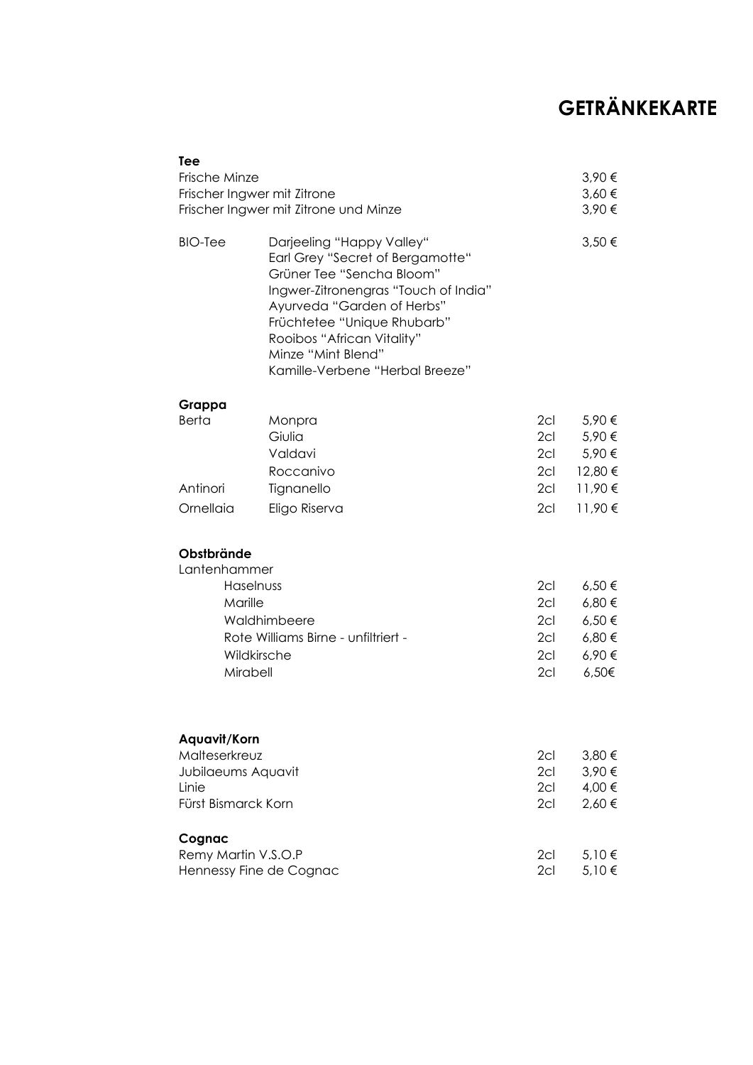# GETRÄNKEKARTE

## Tee

| | | |
|---|---|---|
| Frische Minze | | 3,90 € |
| Frischer Ingwer mit Zitrone | | 3,60 € |
| Frischer Ingwer mit Zitrone und Minze | | 3,90 € |
| BIO-Tee | Darjeeling "Happy Valley"<br>Earl Grey "Secret of Bergamotte"<br>Grüner Tee "Sencha Bloom"<br>Ingwer-Zitronengras "Touch of India"<br>Ayurveda "Garden of Herbs"<br>Früchtetee "Unique Rhubarb"<br>Rooibos "African Vitality"<br>Minze "Mint Blend"<br>Kamille-Verbene "Herbal Breeze" | 3,50 € |

## Grappa

| | | | |
|---|---|---|---|
| Berta | Monpra | 2cl | 5,90 € |
| | Giulia | 2cl | 5,90 € |
| | Valdavi | 2cl | 5,90 € |
| | Roccanivo | 2cl | 12,80 € |
| Antinori | Tignanello | 2cl | 11,90 € |
| Ornellaia | Eligo Riserva | 2cl | 11,90 € |

## Obstbrände

Lantenhammer

| | | |
|---|---|---|
| Haselnuss | 2cl | 6,50 € |
| Marille | 2cl | 6,80 € |
| Waldhimbeere | 2cl | 6,50 € |
| Rote Williams Birne - unfiltriert - | 2cl | 6,80 € |
| Wildkirsche | 2cl | 6,90 € |
| Mirabell | 2cl | 6,50€ |

## Aquavit/Korn

| | | |
|---|---|---|
| Malteserkreuz | 2cl | 3,80 € |
| Jubilaeums Aquavit | 2cl | 3,90 € |
| Linie | 2cl | 4,00 € |
| Fürst Bismarck Korn | 2cl | 2,60 € |

## Cognac

| | | |
|---|---|---|
| Remy Martin V.S.O.P | 2cl | 5,10 € |
| Hennessy Fine de Cognac | 2cl | 5,10 € |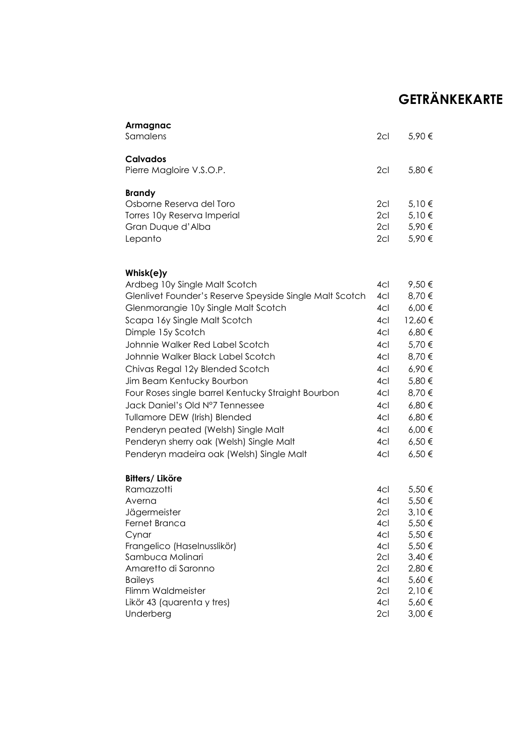# GETRÄNKEKARTE

### Armagnac

| | | |
|---|---|---|
| Samalens | 2cl | 5,90 € |

### Calvados

| | | |
|---|---|---|
| Pierre Magloire V.S.O.P. | 2cl | 5,80 € |

### Brandy

| | | |
|---|---|---|
| Osborne Reserva del Toro | 2cl | 5,10 € |
| Torres 10y Reserva Imperial | 2cl | 5,10 € |
| Gran Duque d'Alba | 2cl | 5,90 € |
| Lepanto | 2cl | 5,90 € |

### Whisk(e)y

| | | |
|---|---|---|
| Ardbeg 10y Single Malt Scotch | 4cl | 9,50 € |
| Glenlivet Founder's Reserve Speyside Single Malt Scotch | 4cl | 8,70 € |
| Glenmorangie 10y Single Malt Scotch | 4cl | 6,00 € |
| Scapa 16y Single Malt Scotch | 4cl | 12,60 € |
| Dimple 15y Scotch | 4cl | 6,80 € |
| Johnnie Walker Red Label Scotch | 4cl | 5,70 € |
| Johnnie Walker Black Label Scotch | 4cl | 8,70 € |
| Chivas Regal 12y Blended Scotch | 4cl | 6,90 € |
| Jim Beam Kentucky Bourbon | 4cl | 5,80 € |
| Four Roses single barrel Kentucky Straight Bourbon | 4cl | 8,70 € |
| Jack Daniel's Old N°7 Tennessee | 4cl | 6,80 € |
| Tullamore DEW (Irish) Blended | 4cl | 6,80 € |
| Penderyn peated (Welsh) Single Malt | 4cl | 6,00 € |
| Penderyn sherry oak (Welsh) Single Malt | 4cl | 6,50 € |
| Penderyn madeira oak (Welsh) Single Malt | 4cl | 6,50 € |

### Bitters/ Liköre

| | | |
|---|---|---|
| Ramazzotti | 4cl | 5,50 € |
| Averna | 4cl | 5,50 € |
| Jägermeister | 2cl | 3,10 € |
| Fernet Branca | 4cl | 5,50 € |
| Cynar | 4cl | 5,50 € |
| Frangelico (Haselnusslikör) | 4cl | 5,50 € |
| Sambuca Molinari | 2cl | 3,40 € |
| Amaretto di Saronno | 2cl | 2,80 € |
| Baileys | 4cl | 5,60 € |
| Flimm Waldmeister | 2cl | 2,10 € |
| Likör 43 (quarenta y tres) | 4cl | 5,60 € |
| Underberg | 2cl | 3,00 € |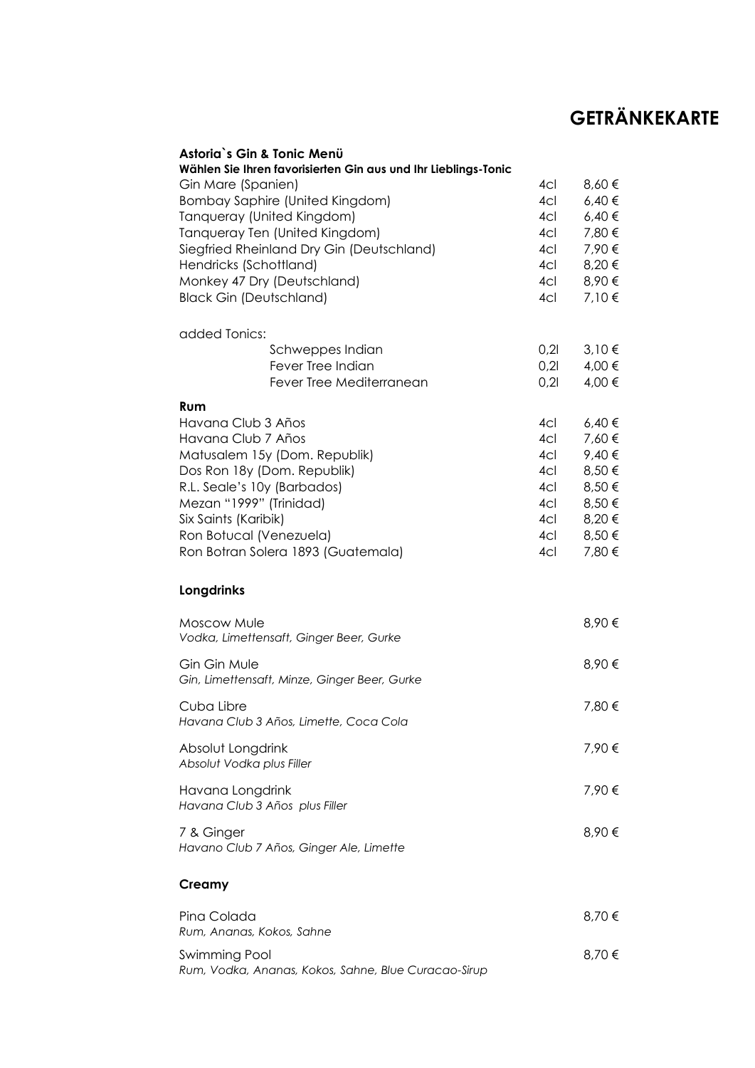# GETRÄNKEKARTE

## Astoria`s Gin & Tonic Menü

**Wählen Sie Ihren favorisierten Gin aus und Ihr Lieblings-Tonic**

| | | |
|---|---|---|
| Gin Mare (Spanien) | 4cl | 8,60 € |
| Bombay Saphire (United Kingdom) | 4cl | 6,40 € |
| Tanqueray (United Kingdom) | 4cl | 6,40 € |
| Tanqueray Ten (United Kingdom) | 4cl | 7,80 € |
| Siegfried Rheinland Dry Gin (Deutschland) | 4cl | 7,90 € |
| Hendricks (Schottland) | 4cl | 8,20 € |
| Monkey 47 Dry (Deutschland) | 4cl | 8,90 € |
| Black Gin (Deutschland) | 4cl | 7,10 € |

added Tonics:

| | | |
|---|---|---|
| Schweppes Indian | 0,2l | 3,10 € |
| Fever Tree Indian | 0,2l | 4,00 € |
| Fever Tree Mediterranean | 0,2l | 4,00 € |

## Rum

| | | |
|---|---|---|
| Havana Club 3 Años | 4cl | 6,40 € |
| Havana Club 7 Años | 4cl | 7,60 € |
| Matusalem 15y (Dom. Republik) | 4cl | 9,40 € |
| Dos Ron 18y (Dom. Republik) | 4cl | 8,50 € |
| R.L. Seale's 10y (Barbados) | 4cl | 8,50 € |
| Mezan "1999" (Trinidad) | 4cl | 8,50 € |
| Six Saints (Karibik) | 4cl | 8,20 € |
| Ron Botucal (Venezuela) | 4cl | 8,50 € |
| Ron Botran Solera 1893 (Guatemala) | 4cl | 7,80 € |

## Longdrinks

Moscow Mule — 8,90 €
*Vodka, Limettensaft, Ginger Beer, Gurke*

Gin Gin Mule — 8,90 €
*Gin, Limettensaft, Minze, Ginger Beer, Gurke*

Cuba Libre — 7,80 €
*Havana Club 3 Años, Limette, Coca Cola*

Absolut Longdrink — 7,90 €
*Absolut Vodka plus Filler*

Havana Longdrink — 7,90 €
*Havana Club 3 Años plus Filler*

7 & Ginger — 8,90 €
*Havano Club 7 Años, Ginger Ale, Limette*

## Creamy

Pina Colada — 8,70 €
*Rum, Ananas, Kokos, Sahne*

Swimming Pool — 8,70 €
*Rum, Vodka, Ananas, Kokos, Sahne, Blue Curacao-Sirup*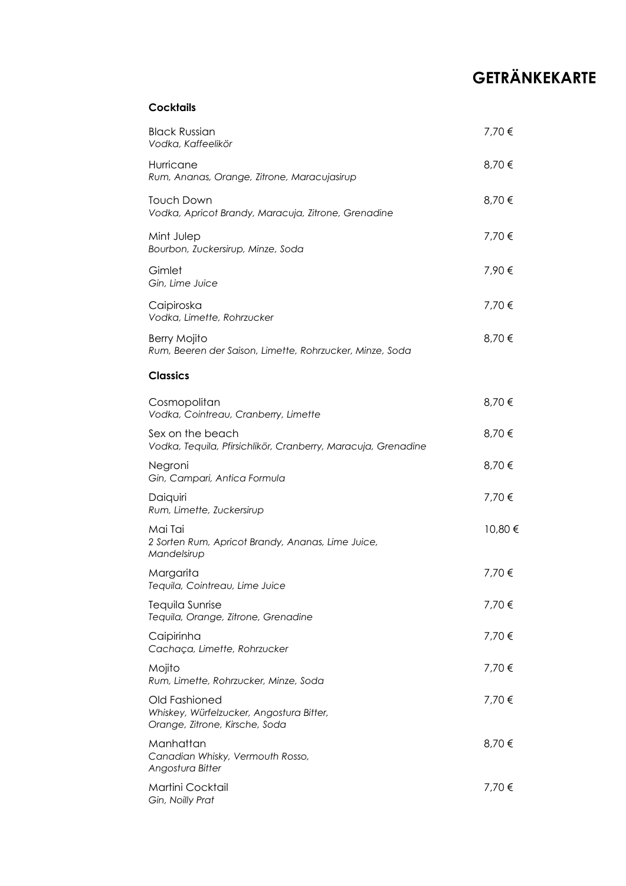# GETRÄNKEKARTE

## Cocktails

Black Russian — 7,70 €
*Vodka, Kaffeelikör*

Hurricane — 8,70 €
*Rum, Ananas, Orange, Zitrone, Maracujasirup*

Touch Down — 8,70 €
*Vodka, Apricot Brandy, Maracuja, Zitrone, Grenadine*

Mint Julep — 7,70 €
*Bourbon, Zuckersirup, Minze, Soda*

Gimlet — 7,90 €
*Gin, Lime Juice*

Caipiroska — 7,70 €
*Vodka, Limette, Rohrzucker*

Berry Mojito — 8,70 €
*Rum, Beeren der Saison, Limette, Rohrzucker, Minze, Soda*

## Classics

Cosmopolitan — 8,70 €
*Vodka, Cointreau, Cranberry, Limette*

Sex on the beach — 8,70 €
*Vodka, Tequila, Pfirsichlikör, Cranberry, Maracuja, Grenadine*

Negroni — 8,70 €
*Gin, Campari, Antica Formula*

Daiquiri — 7,70 €
*Rum, Limette, Zuckersirup*

Mai Tai — 10,80 €
*2 Sorten Rum, Apricot Brandy, Ananas, Lime Juice, Mandelsirup*

Margarita — 7,70 €
*Tequila, Cointreau, Lime Juice*

Tequila Sunrise — 7,70 €
*Tequila, Orange, Zitrone, Grenadine*

Caipirinha — 7,70 €
*Cachaça, Limette, Rohrzucker*

Mojito — 7,70 €
*Rum, Limette, Rohrzucker, Minze, Soda*

Old Fashioned — 7,70 €
*Whiskey, Würfelzucker, Angostura Bitter, Orange, Zitrone, Kirsche, Soda*

Manhattan — 8,70 €
*Canadian Whisky, Vermouth Rosso, Angostura Bitter*

Martini Cocktail — 7,70 €
*Gin, Noilly Prat*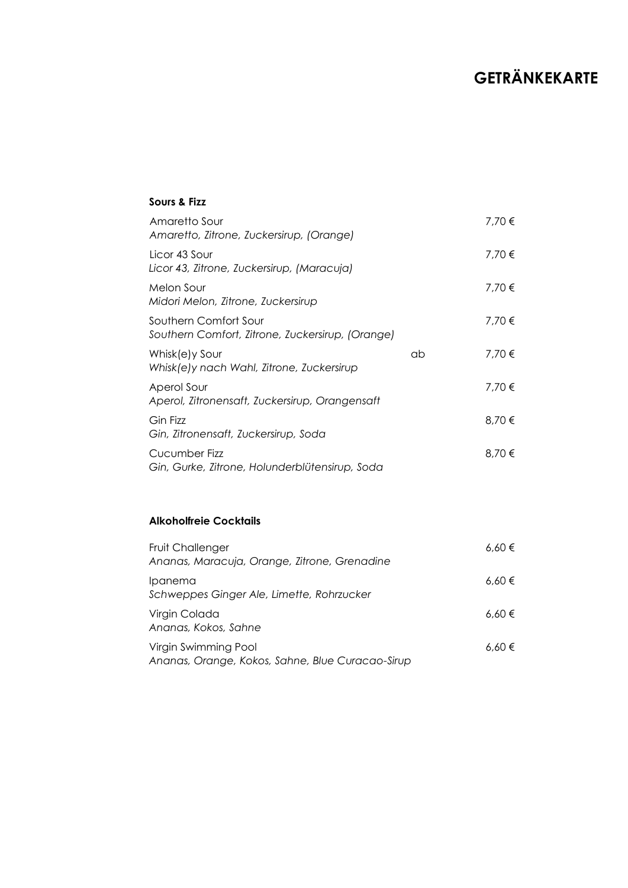# GETRÄNKEKARTE

**Sours & Fizz**

| | | |
|---|---|---|
| Amaretto Sour<br>*Amaretto, Zitrone, Zuckersirup, (Orange)* | | 7,70 € |
| Licor 43 Sour<br>*Licor 43, Zitrone, Zuckersirup, (Maracuja)* | | 7,70 € |
| Melon Sour<br>*Midori Melon, Zitrone, Zuckersirup* | | 7,70 € |
| Southern Comfort Sour<br>*Southern Comfort, Zitrone, Zuckersirup, (Orange)* | | 7,70 € |
| Whisk(e)y Sour<br>*Whisk(e)y nach Wahl, Zitrone, Zuckersirup* | ab | 7,70 € |
| Aperol Sour<br>*Aperol, Zitronensaft, Zuckersirup, Orangensaft* | | 7,70 € |
| Gin Fizz<br>*Gin, Zitronensaft, Zuckersirup, Soda* | | 8,70 € |
| Cucumber Fizz<br>*Gin, Gurke, Zitrone, Holunderblütensirup, Soda* | | 8,70 € |

**Alkoholfreie Cocktails**

| | |
|---|---|
| Fruit Challenger<br>*Ananas, Maracuja, Orange, Zitrone, Grenadine* | 6,60 € |
| Ipanema<br>*Schweppes Ginger Ale, Limette, Rohrzucker* | 6,60 € |
| Virgin Colada<br>*Ananas, Kokos, Sahne* | 6,60 € |
| Virgin Swimming Pool<br>*Ananas, Orange, Kokos, Sahne, Blue Curacao-Sirup* | 6,60 € |